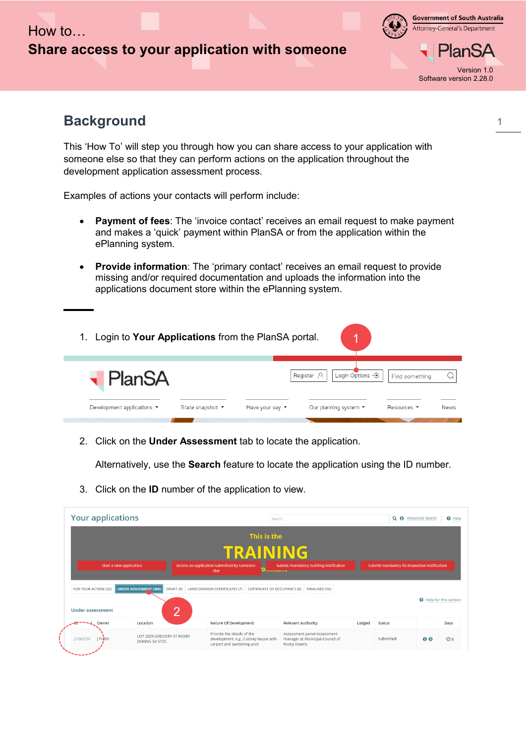How to…

# Share access to your application with someone

Government of South Australia
Attorney-General's Department

PlanSA

Version 1.0
Software version 2.28.0

## Background

This 'How To' will step you through how you can share access to your application with someone else so that they can perform actions on the application throughout the development application assessment process.

Examples of actions your contacts will perform include:

- **Payment of fees**: The 'invoice contact' receives an email request to make payment and makes a 'quick' payment within PlanSA or from the application within the ePlanning system.
- **Provide information**: The 'primary contact' receives an email request to provide missing and/or required documentation and uploads the information into the applications document store within the ePlanning system.

1. Login to **Your Applications** from the PlanSA portal.

2. Click on the **Under Assessment** tab to locate the application.

   Alternatively, use the **Search** feature to locate the application using the ID number.

3. Click on the **ID** number of the application to view.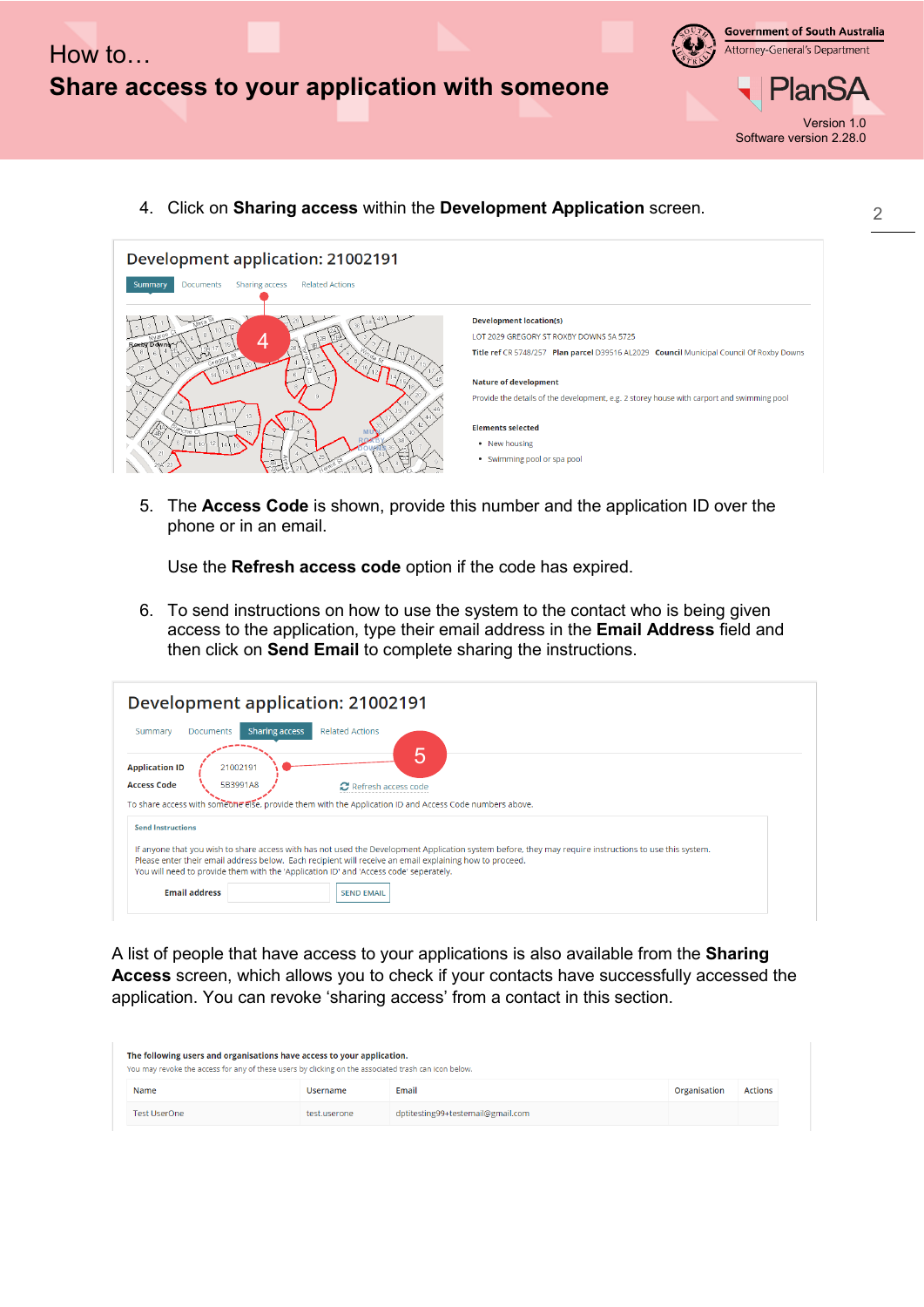4. Click on **Sharing access** within the **Development Application** screen.

5. The **Access Code** is shown, provide this number and the application ID over the phone or in an email.

   Use the **Refresh access code** option if the code has expired.

6. To send instructions on how to use the system to the contact who is being given access to the application, type their email address in the **Email Address** field and then click on **Send Email** to complete sharing the instructions.

A list of people that have access to your applications is also available from the **Sharing Access** screen, which allows you to check if your contacts have successfully accessed the application. You can revoke 'sharing access' from a contact in this section.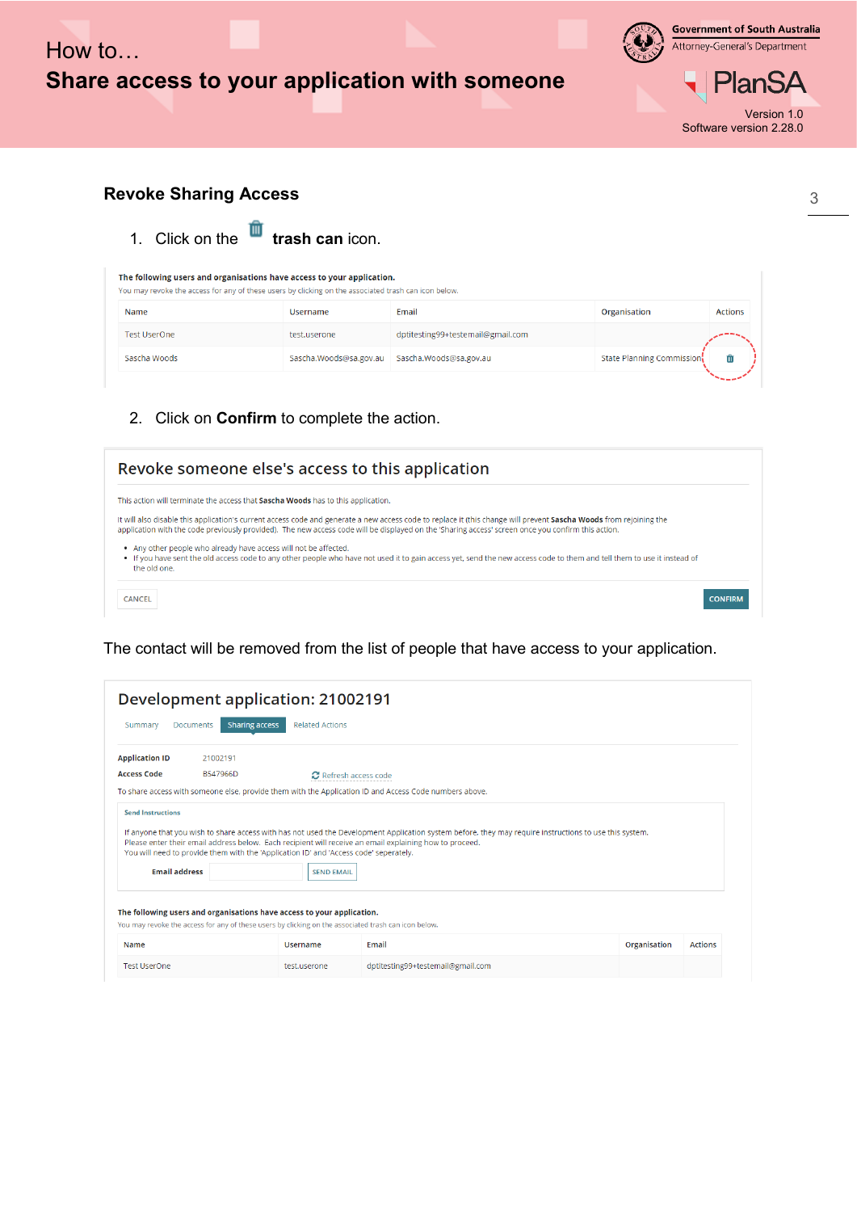## Revoke Sharing Access

1. Click on the trash can icon.

**The following users and organisations have access to your application.**

You may revoke the access for any of these users by clicking on the associated trash can icon below.

| Name | Username | Email | Organisation | Actions |
|---|---|---|---|---|
| Test UserOne | test.userone | dptitesting99+testemail@gmail.com | | |
| Sascha Woods | Sascha.Woods@sa.gov.au | Sascha.Woods@sa.gov.au | State Planning Commission | 🗑 |

2. Click on **Confirm** to complete the action.

### Revoke someone else's access to this application

This action will terminate the access that **Sascha Woods** has to this application.

It will also disable this application's current access code and generate a new access code to replace it (this change will prevent **Sascha Woods** from rejoining the application with the code previously provided). The new access code will be displayed on the 'Sharing access' screen once you confirm this action.

- Any other people who already have access will not be affected.
- If you have sent the old access code to any other people who have not used it to gain access yet, send the new access code to them and tell them to use it instead of the old one.

CANCEL    CONFIRM

The contact will be removed from the list of people that have access to your application.

### Development application: 21002191

Summary | Documents | Sharing access | Related Actions

**Application ID** 21002191

**Access Code** B547966D    Refresh access code

To share access with someone else, provide them with the Application ID and Access Code numbers above.

**Send Instructions**

If anyone that you wish to share access with has not used the Development Application system before, they may require instructions to use this system.
Please enter their email address below. Each recipient will receive an email explaining how to proceed.
You will need to provide them with the 'Application ID' and 'Access code' seperately.

**Email address**    SEND EMAIL

**The following users and organisations have access to your application.**

You may revoke the access for any of these users by clicking on the associated trash can icon below.

| Name | Username | Email | Organisation | Actions |
|---|---|---|---|---|
| Test UserOne | test.userone | dptitesting99+testemail@gmail.com | | |